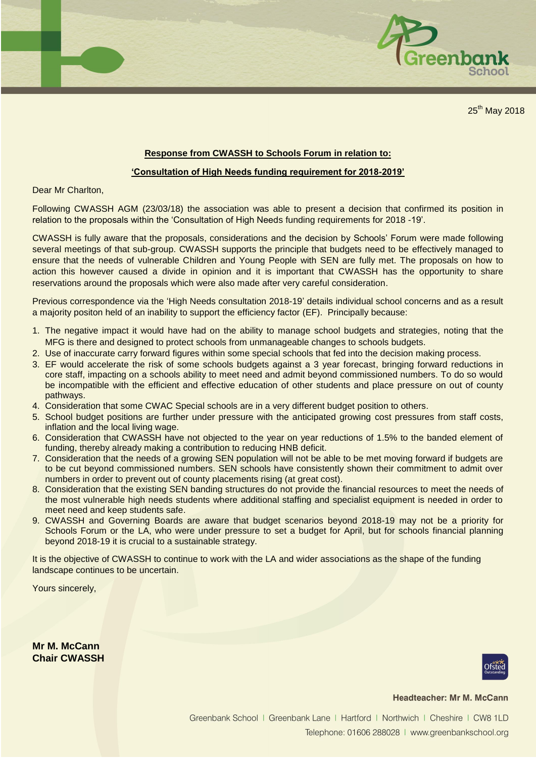25th May 2018

**Response from CWASSH to Schools Forum in relation to:**

**'Consultation of High Needs funding requirement for 2018-2019'**

Dear Mr Charlton,

Following CWASSH AGM (23/03/18) the association was able to present a decision that confirmed its position in relation to the proposals within the 'Consultation of High Needs funding requirements for 2018 -19'.

CWASSH is fully aware that the proposals, considerations and the decision by Schools' Forum were made following several meetings of that sub-group. CWASSH supports the principle that budgets need to be effectively managed to ensure that the needs of vulnerable Children and Young People with SEN are fully met. The proposals on how to action this however caused a divide in opinion and it is important that CWASSH has the opportunity to share reservations around the proposals which were also made after very careful consideration.

Previous correspondence via the 'High Needs consultation 2018-19' details individual school concerns and as a result a majority positon held of an inability to support the efficiency factor (EF). Principally because:

1. The negative impact it would have had on the ability to manage school budgets and strategies, noting that the MFG is there and designed to protect schools from unmanageable changes to schools budgets.
2. Use of inaccurate carry forward figures within some special schools that fed into the decision making process.
3. EF would accelerate the risk of some schools budgets against a 3 year forecast, bringing forward reductions in core staff, impacting on a schools ability to meet need and admit beyond commissioned numbers. To do so would be incompatible with the efficient and effective education of other students and place pressure on out of county pathways.
4. Consideration that some CWAC Special schools are in a very different budget position to others.
5. School budget positions are further under pressure with the anticipated growing cost pressures from staff costs, inflation and the local living wage.
6. Consideration that CWASSH have not objected to the year on year reductions of 1.5% to the banded element of funding, thereby already making a contribution to reducing HNB deficit.
7. Consideration that the needs of a growing SEN population will not be able to be met moving forward if budgets are to be cut beyond commissioned numbers. SEN schools have consistently shown their commitment to admit over numbers in order to prevent out of county placements rising (at great cost).
8. Consideration that the existing SEN banding structures do not provide the financial resources to meet the needs of the most vulnerable high needs students where additional staffing and specialist equipment is needed in order to meet need and keep students safe.
9. CWASSH and Governing Boards are aware that budget scenarios beyond 2018-19 may not be a priority for Schools Forum or the LA, who were under pressure to set a budget for April, but for schools financial planning beyond 2018-19 it is crucial to a sustainable strategy.

It is the objective of CWASSH to continue to work with the LA and wider associations as the shape of the funding landscape continues to be uncertain.

Yours sincerely,

**Mr M. McCann**
**Chair CWASSH**

**Headteacher: Mr M. McCann**

Greenbank School | Greenbank Lane | Hartford | Northwich | Cheshire | CW8 1LD

Telephone: 01606 288028 | www.greenbankschool.org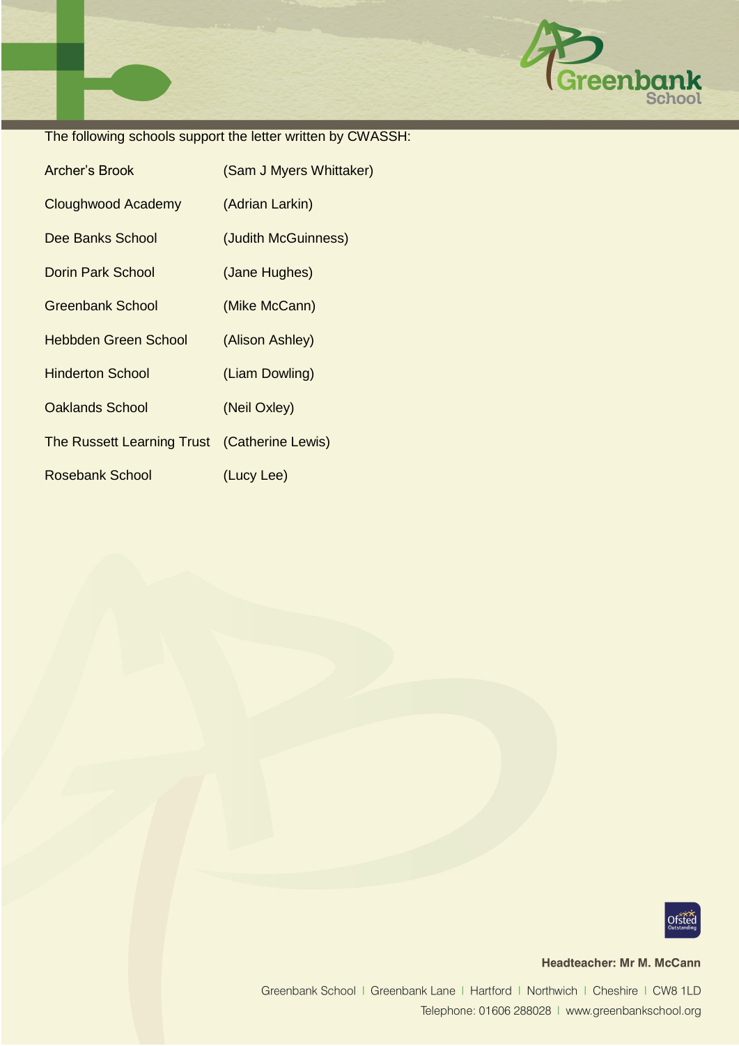The following schools support the letter written by CWASSH:

| | |
|---|---|
| Archer's Brook | (Sam J Myers Whittaker) |
| Cloughwood Academy | (Adrian Larkin) |
| Dee Banks School | (Judith McGuinness) |
| Dorin Park School | (Jane Hughes) |
| Greenbank School | (Mike McCann) |
| Hebbden Green School | (Alison Ashley) |
| Hinderton School | (Liam Dowling) |
| Oaklands School | (Neil Oxley) |
| The Russett Learning Trust | (Catherine Lewis) |
| Rosebank School | (Lucy Lee) |